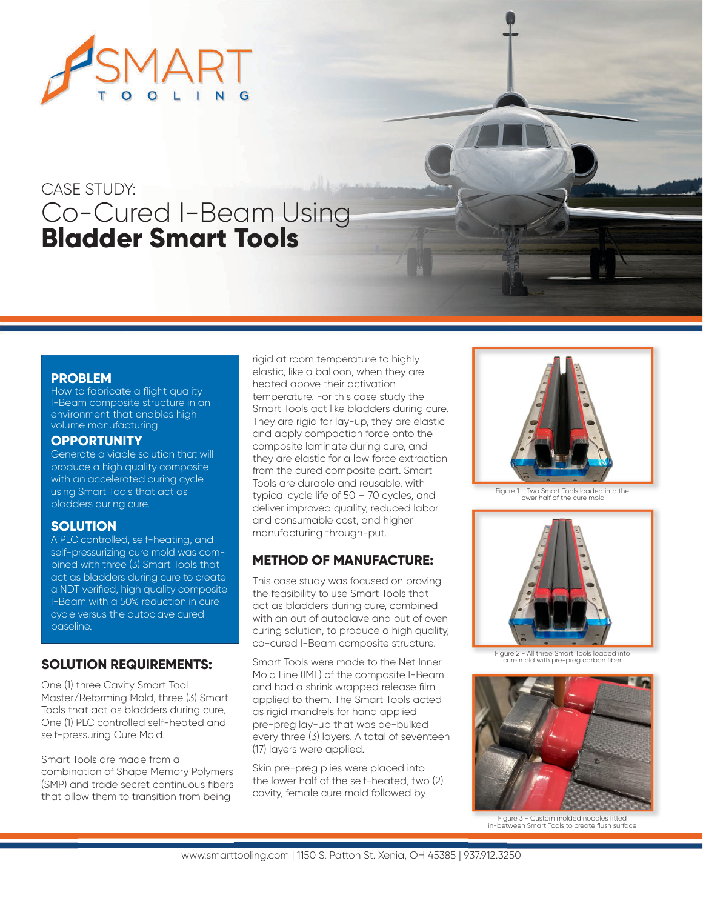SMART TOOLING

CASE STUDY:

# Co-Cured I-Beam Using **Bladder Smart Tools**

## PROBLEM

How to fabricate a flight quality I-Beam composite structure in an environment that enables high volume manufacturing

## OPPORTUNITY

Generate a viable solution that will produce a high quality composite with an accelerated curing cycle using Smart Tools that act as bladders during cure.

## SOLUTION

A PLC controlled, self-heating, and self-pressurizing cure mold was combined with three (3) Smart Tools that act as bladders during cure to create a NDT verified, high quality composite I-Beam with a 50% reduction in cure cycle versus the autoclave cured baseline.

## SOLUTION REQUIREMENTS:

One (1) three Cavity Smart Tool Master/Reforming Mold, three (3) Smart Tools that act as bladders during cure, One (1) PLC controlled self-heated and self-pressuring Cure Mold.

Smart Tools are made from a combination of Shape Memory Polymers (SMP) and trade secret continuous fibers that allow them to transition from being rigid at room temperature to highly elastic, like a balloon, when they are heated above their activation temperature. For this case study the Smart Tools act like bladders during cure. They are rigid for lay-up, they are elastic and apply compaction force onto the composite laminate during cure, and they are elastic for a low force extraction from the cured composite part. Smart Tools are durable and reusable, with typical cycle life of 50 – 70 cycles, and deliver improved quality, reduced labor and consumable cost, and higher manufacturing through-put.

## METHOD OF MANUFACTURE:

This case study was focused on proving the feasibility to use Smart Tools that act as bladders during cure, combined with an out of autoclave and out of oven curing solution, to produce a high quality, co-cured I-Beam composite structure.

Smart Tools were made to the Net Inner Mold Line (IML) of the composite I-Beam and had a shrink wrapped release film applied to them. The Smart Tools acted as rigid mandrels for hand applied pre-preg lay-up that was de-bulked every three (3) layers. A total of seventeen (17) layers were applied.

Skin pre-preg plies were placed into the lower half of the self-heated, two (2) cavity, female cure mold followed by

Figure 1 - Two Smart Tools loaded into the lower half of the cure mold

Figure 2 - All three Smart Tools loaded into cure mold with pre-preg carbon fiber

Figure 3 - Custom molded noodles fitted in-between Smart Tools to create flush surface

www.smarttooling.com | 1150 S. Patton St. Xenia, OH 45385 | 937.912.3250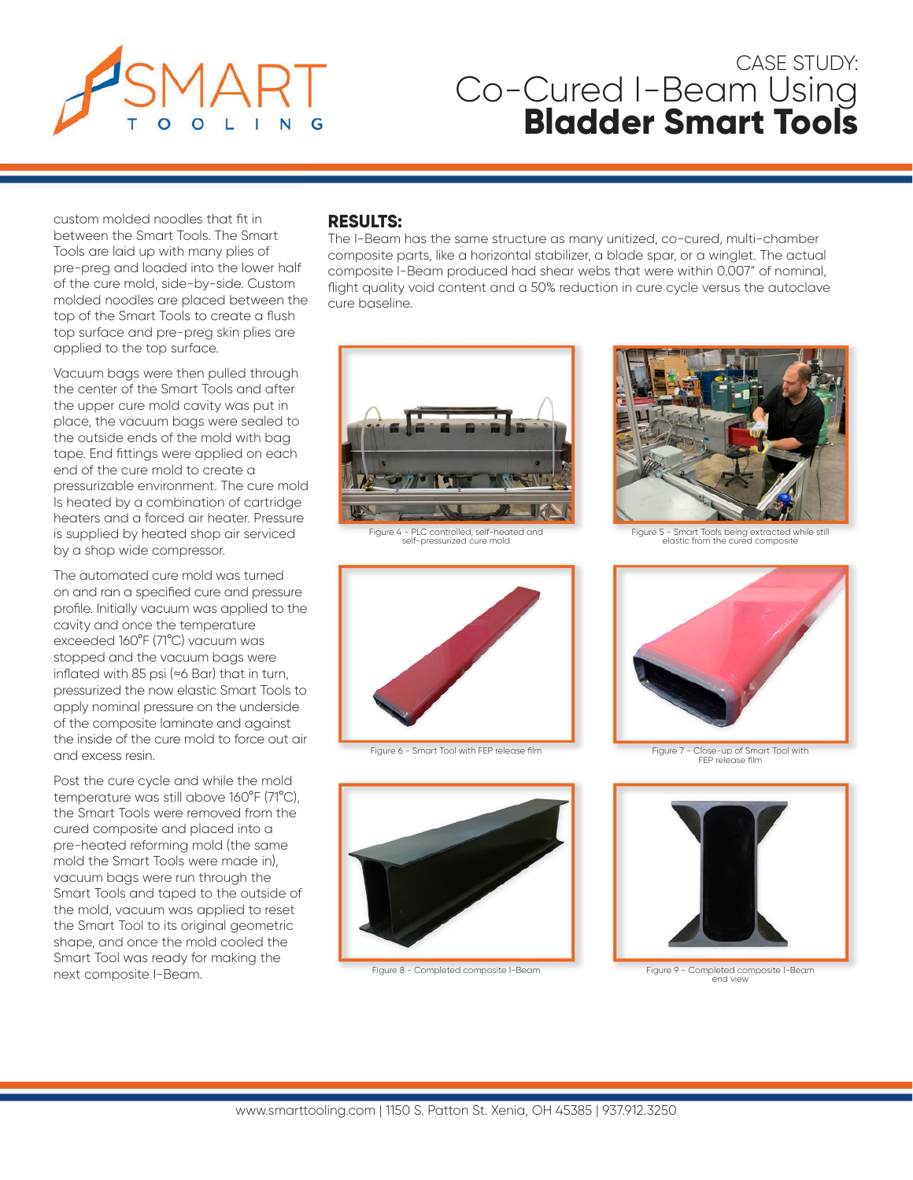custom molded noodles that fit in between the Smart Tools. The Smart Tools are laid up with many plies of pre-preg and loaded into the lower half of the cure mold, side-by-side. Custom molded noodles are placed between the top of the Smart Tools to create a flush top surface and pre-preg skin plies are applied to the top surface.

Vacuum bags were then pulled through the center of the Smart Tools and after the upper cure mold cavity was put in place, the vacuum bags were sealed to the outside ends of the mold with bag tape. End fittings were applied on each end of the cure mold to create a pressurizable environment. The cure mold Is heated by a combination of cartridge heaters and a forced air heater. Pressure is supplied by heated shop air serviced by a shop wide compressor.

The automated cure mold was turned on and ran a specified cure and pressure profile. Initially vacuum was applied to the cavity and once the temperature exceeded 160°F (71°C) vacuum was stopped and the vacuum bags were inflated with 85 psi (≈6 Bar) that in turn, pressurized the now elastic Smart Tools to apply nominal pressure on the underside of the composite laminate and against the inside of the cure mold to force out air and excess resin.

Post the cure cycle and while the mold temperature was still above 160°F (71°C), the Smart Tools were removed from the cured composite and placed into a pre-heated reforming mold (the same mold the Smart Tools were made in), vacuum bags were run through the Smart Tools and taped to the outside of the mold, vacuum was applied to reset the Smart Tool to its original geometric shape, and once the mold cooled the Smart Tool was ready for making the next composite I-Beam.

## RESULTS:

The I-Beam has the same structure as many unitized, co-cured, multi-chamber composite parts, like a horizontal stabilizer, a blade spar, or a winglet. The actual composite I-Beam produced had shear webs that were within 0.007" of nominal, flight quality void content and a 50% reduction in cure cycle versus the autoclave cure baseline.

Figure 4 - PLC controlled, self-heated and self-pressurized cure mold

Figure 5 - Smart Tools being extracted while still elastic from the cured composite

Figure 6 - Smart Tool with FEP release film

Figure 7 - Close-up of Smart Tool with FEP release film

Figure 8 - Completed composite I-Beam

Figure 9 - Completed composite I-Beam end view

www.smarttooling.com | 1150 S. Patton St. Xenia, OH 45385 | 937.912.3250